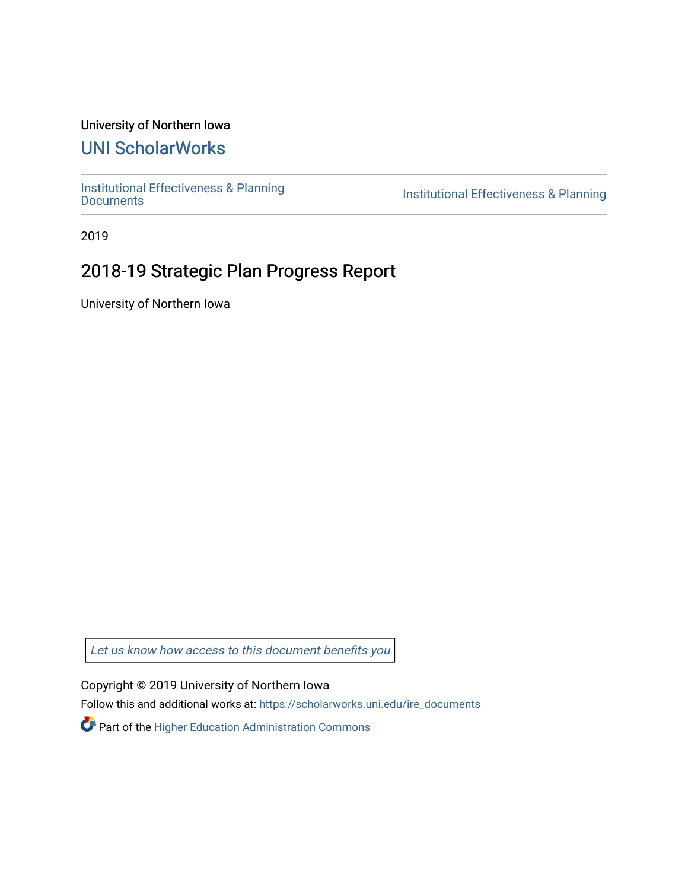University of Northern Iowa

# UNI ScholarWorks

Institutional Effectiveness & Planning Documents | Institutional Effectiveness & Planning

2019

## 2018-19 Strategic Plan Progress Report

University of Northern Iowa

*Let us know how access to this document benefits you*

Copyright © 2019 University of Northern Iowa

Follow this and additional works at: https://scholarworks.uni.edu/ire_documents

Part of the Higher Education Administration Commons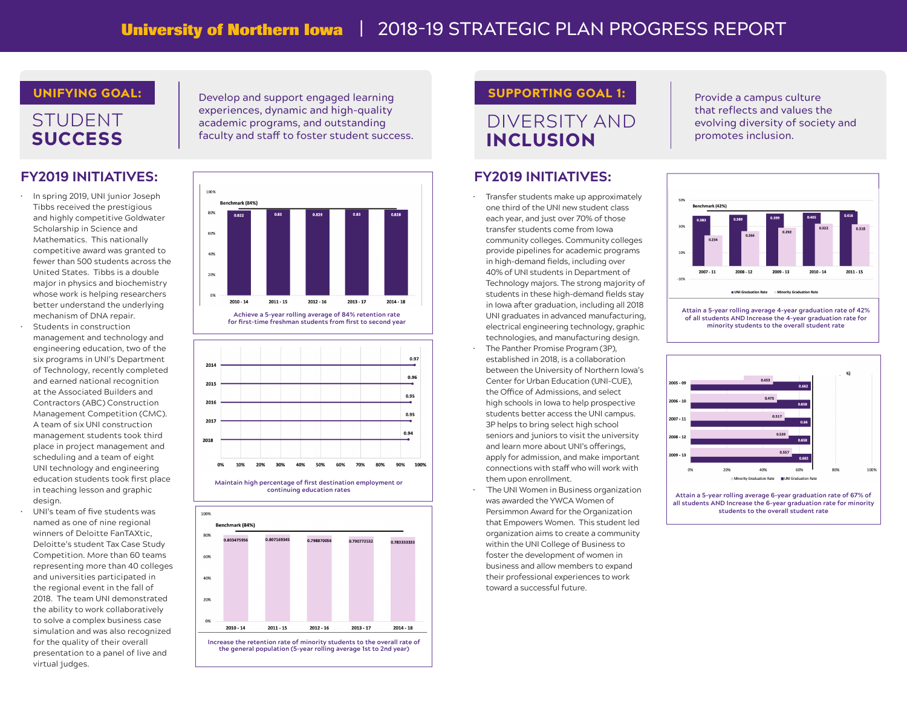# University of Northern Iowa | 2018-19 STRATEGIC PLAN PROGRESS REPORT

## UNIFYING GOAL: STUDENT SUCCESS

Develop and support engaged learning experiences, dynamic and high-quality academic programs, and outstanding faculty and staff to foster student success.

### FY2019 INITIATIVES:

- In spring 2019, UNI junior Joseph Tibbs received the prestigious and highly competitive Goldwater Scholarship in Science and Mathematics. This nationally competitive award was granted to fewer than 500 students across the United States. Tibbs is a double major in physics and biochemistry whose work is helping researchers better understand the underlying mechanism of DNA repair.
- Students in construction management and technology and engineering education, two of the six programs in UNI's Department of Technology, recently completed and earned national recognition at the Associated Builders and Contractors (ABC) Construction Management Competition (CMC). A team of six UNI construction management students took third place in project management and scheduling and a team of eight UNI technology and engineering education students took first place in teaching lesson and graphic design.
- UNI's team of five students was named as one of nine regional winners of Deloitte FanTAXtic, Deloitte's student Tax Case Study Competition. More than 60 teams representing more than 40 colleges and universities participated in the regional event in the fall of 2018. The team UNI demonstrated the ability to work collaboratively to solve a complex business case simulation and was also recognized for the quality of their overall presentation to a panel of live and virtual judges.

Benchmark (84%)

| Period | Retention rate |
|---|---|
| 2010 - 14 | 0.822 |
| 2011 - 15 | 0.83 |
| 2012 - 16 | 0.829 |
| 2013 - 17 | 0.83 |
| 2014 - 18 | 0.828 |

Achieve a 5-year rolling average of 84% retention rate for first-time freshman students from first to second year

| Year | Rate |
|---|---|
| 2014 | 0.97 |
| 2015 | 0.96 |
| 2016 | 0.95 |
| 2017 | 0.95 |
| 2018 | 0.94 |

Maintain high percentage of first destination employment or continuing education rates

Benchmark (84%)

| Period | Minority retention rate |
|---|---|
| 2010 - 14 | 0.803475936 |
| 2011 - 15 | 0.807169345 |
| 2012 - 16 | 0.798870056 |
| 2013 - 17 | 0.790772532 |
| 2014 - 18 | 0.783333333 |

Increase the retention rate of minority students to the overall rate of the general population (5-year rolling average 1st to 2nd year)

## SUPPORTING GOAL 1: DIVERSITY AND INCLUSION

Provide a campus culture that reflects and values the evolving diversity of society and promotes inclusion.

### FY2019 INITIATIVES:

- Transfer students make up approximately one third of the UNI new student class each year, and just over 70% of those transfer students come from Iowa community colleges. Community colleges provide pipelines for academic programs in high-demand fields, including over 40% of UNI students in Department of Technology majors. The strong majority of students in these high-demand fields stay in Iowa after graduation, including all 2018 UNI graduates in advanced manufacturing, electrical engineering technology, graphic technologies, and manufacturing design.
- The Panther Promise Program (3P), established in 2018, is a collaboration between the University of Northern Iowa's Center for Urban Education (UNI-CUE), the Office of Admissions, and select high schools in Iowa to help prospective students better access the UNI campus. 3P helps to bring select high school seniors and juniors to visit the university and learn more about UNI's offerings, apply for admission, and make important connections with staff who will work with them upon enrollment.
- The UNI Women in Business organization was awarded the YWCA Women of Persimmon Award for the Organization that Empowers Women. This student led organization aims to create a community within the UNI College of Business to foster the development of women in business and allow members to expand their professional experiences to work toward a successful future.

Benchmark (42%)

| Period | UNI Graduation Rate | Minority Graduation Rate |
|---|---|---|
| 2007 - 11 | 0.383 | 0.234 |
| 2008 - 12 | 0.389 | 0.266 |
| 2009 - 13 | 0.399 | 0.292 |
| 2010 - 14 | 0.405 | 0.322 |
| 2011 - 15 | 0.416 | 0.318 |

Attain a 5-year rolling average 4-year graduation rate of 42% of all students AND Increase the 4-year graduation rate for minority students to the overall student rate

| Period | Minority Graduation Rate | UNI Graduation Rate |
|---|---|---|
| 2005 - 09 | 0.453 | 0.662 |
| 2006 - 10 | 0.475 | 0.658 |
| 2007 - 11 | 0.517 | 0.66 |
| 2008 - 12 | 0.539 | 0.658 |
| 2009 - 13 | 0.557 | 0.665 |

Attain a 5-year rolling average 6-year graduation rate of 67% of all students AND Increase the 6-year graduation rate for minority students to the overall student rate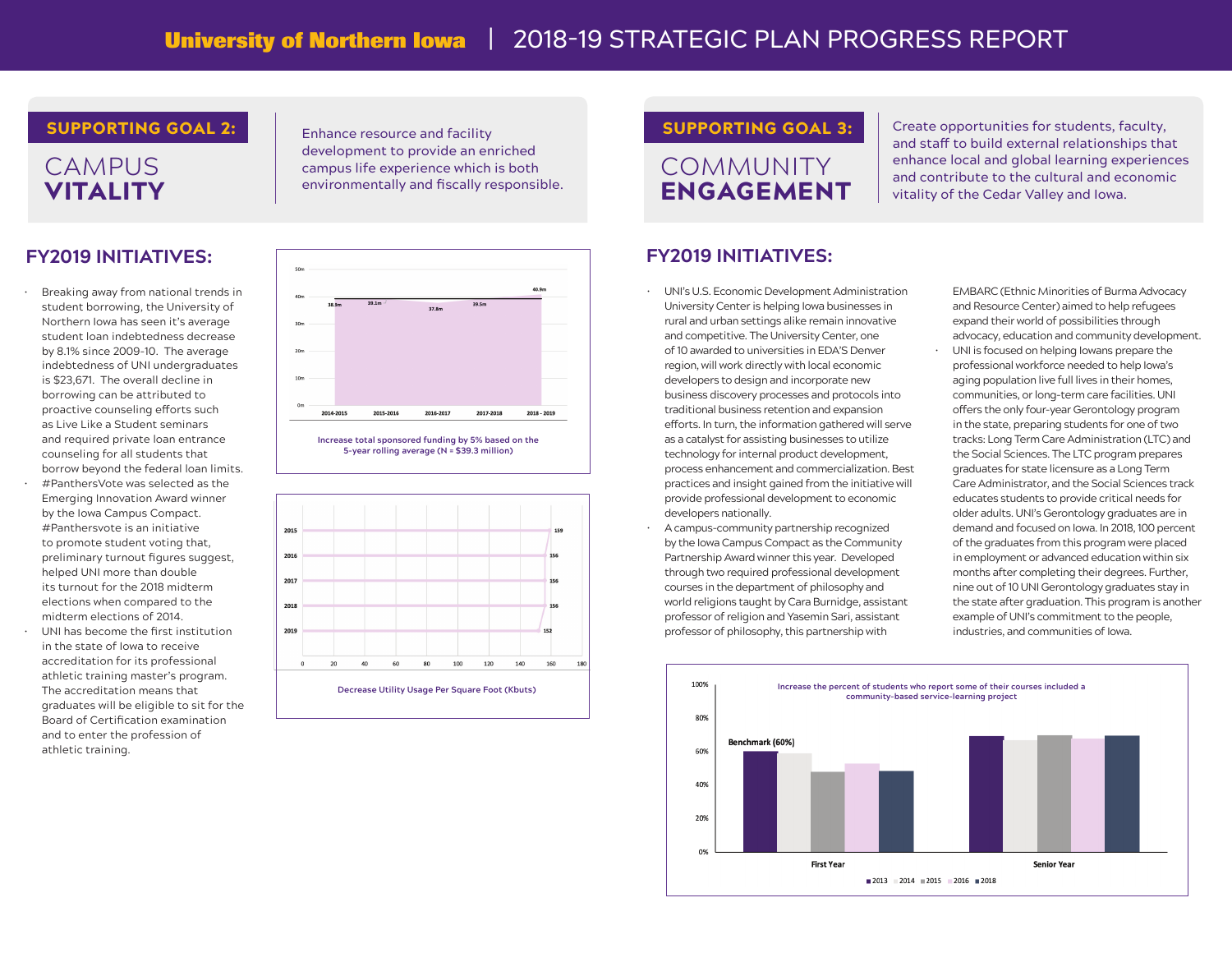# University of Northern Iowa | 2018-19 STRATEGIC PLAN PROGRESS REPORT

## SUPPORTING GOAL 2:

## CAMPUS **VITALITY**

Enhance resource and facility development to provide an enriched campus life experience which is both environmentally and fiscally responsible.

### FY2019 INITIATIVES:

- Breaking away from national trends in student borrowing, the University of Northern Iowa has seen it's average student loan indebtedness decrease by 8.1% since 2009-10. The average indebtedness of UNI undergraduates is $23,671. The overall decline in borrowing can be attributed to proactive counseling efforts such as Live Like a Student seminars and required private loan entrance counseling for all students that borrow beyond the federal loan limits.
- #PanthersVote was selected as the Emerging Innovation Award winner by the Iowa Campus Compact. #Panthersvote is an initiative to promote student voting that, preliminary turnout figures suggest, helped UNI more than double its turnout for the 2018 midterm elections when compared to the midterm elections of 2014.
- UNI has become the first institution in the state of Iowa to receive accreditation for its professional athletic training master's program. The accreditation means that graduates will be eligible to sit for the Board of Certification examination and to enter the profession of athletic training.

50m
40m
30m
20m
10m
0m
38.9m
39.1m
37.8m
39.5m
40.9m
2014-2015
2015-2016
2016-2017
2017-2018
2018 - 2019

Increase total sponsored funding by 5% based on the 5-year rolling average (N = $39.3 million)

2015
2016
2017
2018
2019
159
156
156
156
152
0 20 40 60 80 100 120 140 160 180

Decrease Utility Usage Per Square Foot (Kbuts)

## SUPPORTING GOAL 3:

## COMMUNITY **ENGAGEMENT**

Create opportunities for students, faculty, and staff to build external relationships that enhance local and global learning experiences and contribute to the cultural and economic vitality of the Cedar Valley and Iowa.

### FY2019 INITIATIVES:

- UNI's U.S. Economic Development Administration University Center is helping Iowa businesses in rural and urban settings alike remain innovative and competitive. The University Center, one of 10 awarded to universities in EDA'S Denver region, will work directly with local economic developers to design and incorporate new business discovery processes and protocols into traditional business retention and expansion efforts. In turn, the information gathered will serve as a catalyst for assisting businesses to utilize technology for internal product development, process enhancement and commercialization. Best practices and insight gained from the initiative will provide professional development to economic developers nationally.
- A campus-community partnership recognized by the Iowa Campus Compact as the Community Partnership Award winner this year. Developed through two required professional development courses in the department of philosophy and world religions taught by Cara Burnidge, assistant professor of religion and Yasemin Sari, assistant professor of philosophy, this partnership with EMBARC (Ethnic Minorities of Burma Advocacy and Resource Center) aimed to help refugees expand their world of possibilities through advocacy, education and community development.
- UNI is focused on helping Iowans prepare the professional workforce needed to help Iowa's aging population live full lives in their homes, communities, or long-term care facilities. UNI offers the only four-year Gerontology program in the state, preparing students for one of two tracks: Long Term Care Administration (LTC) and the Social Sciences. The LTC program prepares graduates for state licensure as a Long Term Care Administrator, and the Social Sciences track educates students to provide critical needs for older adults. UNI's Gerontology graduates are in demand and focused on Iowa. In 2018, 100 percent of the graduates from this program were placed in employment or advanced education within six months after completing their degrees. Further, nine out of 10 UNI Gerontology graduates stay in the state after graduation. This program is another example of UNI's commitment to the people, industries, and communities of Iowa.

Increase the percent of students who report some of their courses included a community-based service-learning project

100%
80%
60%
40%
20%
0%
Benchmark (60%)
First Year
Senior Year
2013 2014 2015 2016 2018